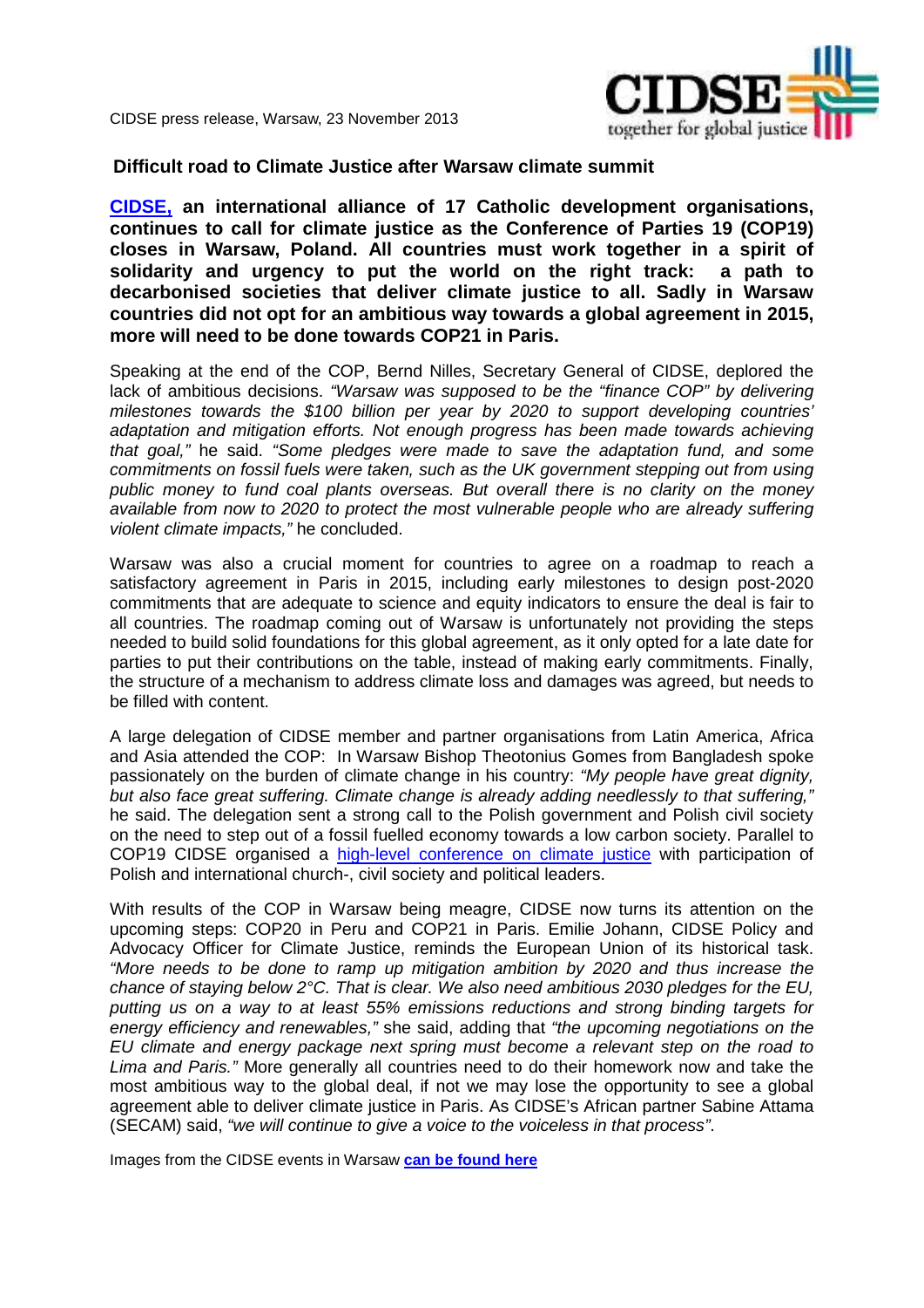CIDSE press release, Warsaw, 23 November 2013

## Difficult road to Climate Justice after Warsaw climate summit

**CIDSE, an international alliance of 17 Catholic development organisations, continues to call for climate justice as the Conference of Parties 19 (COP19) closes in Warsaw, Poland. All countries must work together in a spirit of solidarity and urgency to put the world on the right track: a path to decarbonised societies that deliver climate justice to all. Sadly in Warsaw countries did not opt for an ambitious way towards a global agreement in 2015, more will need to be done towards COP21 in Paris.**

Speaking at the end of the COP, Bernd Nilles, Secretary General of CIDSE, deplored the lack of ambitious decisions. *"Warsaw was supposed to be the "finance COP" by delivering milestones towards the $100 billion per year by 2020 to support developing countries' adaptation and mitigation efforts. Not enough progress has been made towards achieving that goal,"* he said. *"Some pledges were made to save the adaptation fund, and some commitments on fossil fuels were taken, such as the UK government stepping out from using public money to fund coal plants overseas. But overall there is no clarity on the money available from now to 2020 to protect the most vulnerable people who are already suffering violent climate impacts,"* he concluded.

Warsaw was also a crucial moment for countries to agree on a roadmap to reach a satisfactory agreement in Paris in 2015, including early milestones to design post-2020 commitments that are adequate to science and equity indicators to ensure the deal is fair to all countries. The roadmap coming out of Warsaw is unfortunately not providing the steps needed to build solid foundations for this global agreement, as it only opted for a late date for parties to put their contributions on the table, instead of making early commitments. Finally, the structure of a mechanism to address climate loss and damages was agreed, but needs to be filled with content.

A large delegation of CIDSE member and partner organisations from Latin America, Africa and Asia attended the COP: In Warsaw Bishop Theotonius Gomes from Bangladesh spoke passionately on the burden of climate change in his country: *"My people have great dignity, but also face great suffering. Climate change is already adding needlessly to that suffering,"* he said. The delegation sent a strong call to the Polish government and Polish civil society on the need to step out of a fossil fuelled economy towards a low carbon society. Parallel to COP19 CIDSE organised a high-level conference on climate justice with participation of Polish and international church-, civil society and political leaders.

With results of the COP in Warsaw being meagre, CIDSE now turns its attention on the upcoming steps: COP20 in Peru and COP21 in Paris. Emilie Johann, CIDSE Policy and Advocacy Officer for Climate Justice, reminds the European Union of its historical task. *"More needs to be done to ramp up mitigation ambition by 2020 and thus increase the chance of staying below 2°C. That is clear. We also need ambitious 2030 pledges for the EU, putting us on a way to at least 55% emissions reductions and strong binding targets for energy efficiency and renewables,"* she said, adding that *"the upcoming negotiations on the EU climate and energy package next spring must become a relevant step on the road to Lima and Paris."* More generally all countries need to do their homework now and take the most ambitious way to the global deal, if not we may lose the opportunity to see a global agreement able to deliver climate justice in Paris. As CIDSE's African partner Sabine Attama (SECAM) said, *"we will continue to give a voice to the voiceless in that process"*.

Images from the CIDSE events in Warsaw **can be found here**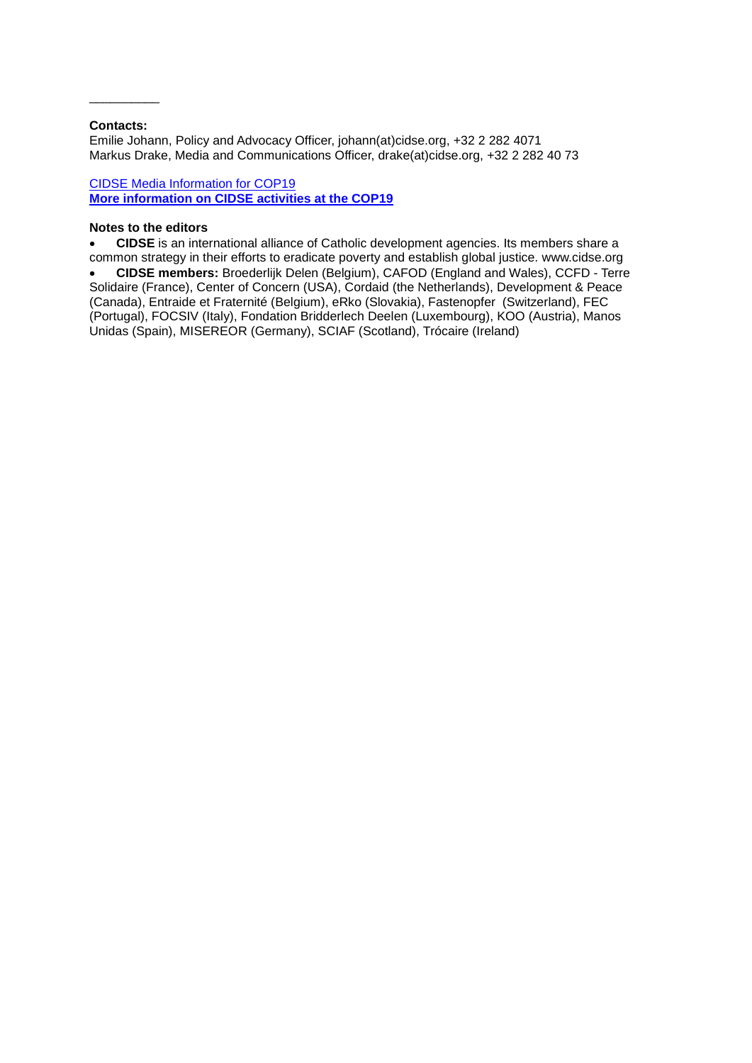__________

**Contacts:**
Emilie Johann, Policy and Advocacy Officer, johann(at)cidse.org, +32 2 282 4071
Markus Drake, Media and Communications Officer, drake(at)cidse.org, +32 2 282 40 73

CIDSE Media Information for COP19
**More information on CIDSE activities at the COP19**

**Notes to the editors**

- **CIDSE** is an international alliance of Catholic development agencies. Its members share a common strategy in their efforts to eradicate poverty and establish global justice. www.cidse.org
- **CIDSE members:** Broederlijk Delen (Belgium), CAFOD (England and Wales), CCFD - Terre Solidaire (France), Center of Concern (USA), Cordaid (the Netherlands), Development & Peace (Canada), Entraide et Fraternité (Belgium), eRko (Slovakia), Fastenopfer (Switzerland), FEC (Portugal), FOCSIV (Italy), Fondation Bridderlech Deelen (Luxembourg), KOO (Austria), Manos Unidas (Spain), MISEREOR (Germany), SCIAF (Scotland), Trócaire (Ireland)